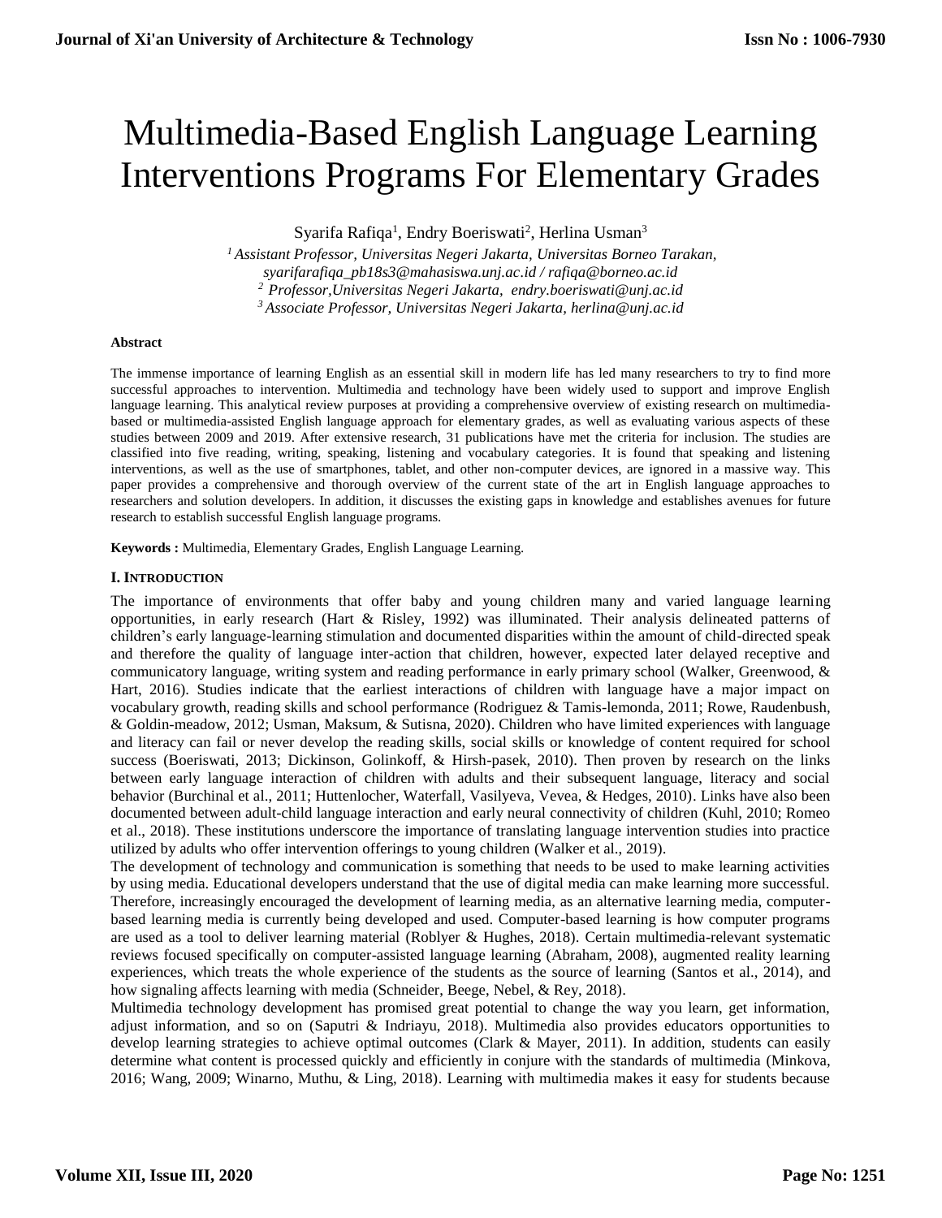# Multimedia-Based English Language Learning Interventions Programs For Elementary Grades

Syarifa Rafiqa[1], Endry Boeriswati[2], Herlina Usman[3]

[1] *Assistant Professor, Universitas Negeri Jakarta, Universitas Borneo Tarakan, syarifarafiqa_pb18s3@mahasiswa.unj.ac.id / rafiqa@borneo.ac.id*

[2] *Professor,Universitas Negeri Jakarta, endry.boeriswati@unj.ac.id*

[3] *Associate Professor, Universitas Negeri Jakarta, herlina@unj.ac.id*

**Abstract**

The immense importance of learning English as an essential skill in modern life has led many researchers to try to find more successful approaches to intervention. Multimedia and technology have been widely used to support and improve English language learning. This analytical review purposes at providing a comprehensive overview of existing research on multimedia-based or multimedia-assisted English language approach for elementary grades, as well as evaluating various aspects of these studies between 2009 and 2019. After extensive research, 31 publications have met the criteria for inclusion. The studies are classified into five reading, writing, speaking, listening and vocabulary categories. It is found that speaking and listening interventions, as well as the use of smartphones, tablet, and other non-computer devices, are ignored in a massive way. This paper provides a comprehensive and thorough overview of the current state of the art in English language approaches to researchers and solution developers. In addition, it discusses the existing gaps in knowledge and establishes avenues for future research to establish successful English language programs.

**Keywords :** Multimedia, Elementary Grades, English Language Learning.

## I. Introduction

The importance of environments that offer baby and young children many and varied language learning opportunities, in early research (Hart & Risley, 1992) was illuminated. Their analysis delineated patterns of children's early language-learning stimulation and documented disparities within the amount of child-directed speak and therefore the quality of language inter-action that children, however, expected later delayed receptive and communicatory language, writing system and reading performance in early primary school (Walker, Greenwood, & Hart, 2016). Studies indicate that the earliest interactions of children with language have a major impact on vocabulary growth, reading skills and school performance (Rodriguez & Tamis-lemonda, 2011; Rowe, Raudenbush, & Goldin-meadow, 2012; Usman, Maksum, & Sutisna, 2020). Children who have limited experiences with language and literacy can fail or never develop the reading skills, social skills or knowledge of content required for school success (Boeriswati, 2013; Dickinson, Golinkoff, & Hirsh-pasek, 2010). Then proven by research on the links between early language interaction of children with adults and their subsequent language, literacy and social behavior (Burchinal et al., 2011; Huttenlocher, Waterfall, Vasilyeva, Vevea, & Hedges, 2010). Links have also been documented between adult-child language interaction and early neural connectivity of children (Kuhl, 2010; Romeo et al., 2018). These institutions underscore the importance of translating language intervention studies into practice utilized by adults who offer intervention offerings to young children (Walker et al., 2019).

The development of technology and communication is something that needs to be used to make learning activities by using media. Educational developers understand that the use of digital media can make learning more successful. Therefore, increasingly encouraged the development of learning media, as an alternative learning media, computer-based learning media is currently being developed and used. Computer-based learning is how computer programs are used as a tool to deliver learning material (Roblyer & Hughes, 2018). Certain multimedia-relevant systematic reviews focused specifically on computer-assisted language learning (Abraham, 2008), augmented reality learning experiences, which treats the whole experience of the students as the source of learning (Santos et al., 2014), and how signaling affects learning with media (Schneider, Beege, Nebel, & Rey, 2018).

Multimedia technology development has promised great potential to change the way you learn, get information, adjust information, and so on (Saputri & Indriayu, 2018). Multimedia also provides educators opportunities to develop learning strategies to achieve optimal outcomes (Clark & Mayer, 2011). In addition, students can easily determine what content is processed quickly and efficiently in conjure with the standards of multimedia (Minkova, 2016; Wang, 2009; Winarno, Muthu, & Ling, 2018). Learning with multimedia makes it easy for students because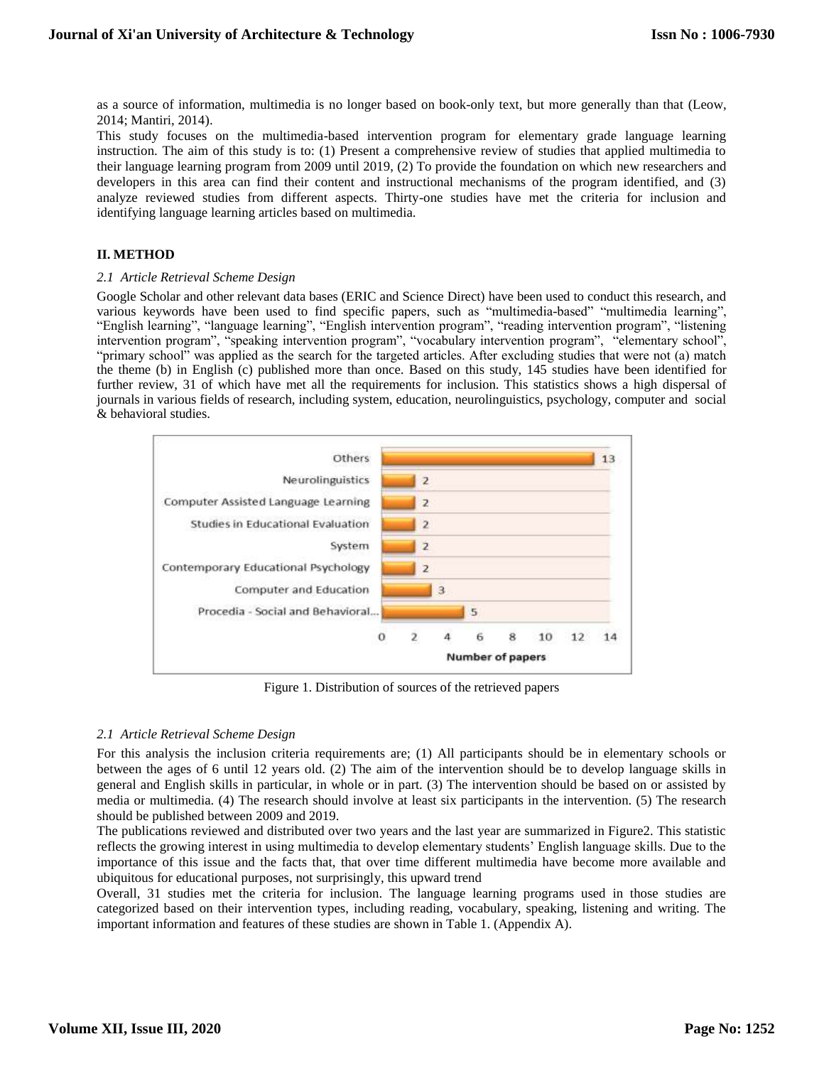as a source of information, multimedia is no longer based on book-only text, but more generally than that (Leow, 2014; Mantiri, 2014).

This study focuses on the multimedia-based intervention program for elementary grade language learning instruction. The aim of this study is to: (1) Present a comprehensive review of studies that applied multimedia to their language learning program from 2009 until 2019, (2) To provide the foundation on which new researchers and developers in this area can find their content and instructional mechanisms of the program identified, and (3) analyze reviewed studies from different aspects. Thirty-one studies have met the criteria for inclusion and identifying language learning articles based on multimedia.

## II. METHOD

### *2.1 Article Retrieval Scheme Design*

Google Scholar and other relevant data bases (ERIC and Science Direct) have been used to conduct this research, and various keywords have been used to find specific papers, such as "multimedia-based" "multimedia learning", "English learning", "language learning", "English intervention program", "reading intervention program", "listening intervention program", "speaking intervention program", "vocabulary intervention program", "elementary school", "primary school" was applied as the search for the targeted articles. After excluding studies that were not (a) match the theme (b) in English (c) published more than once. Based on this study, 145 studies have been identified for further review, 31 of which have met all the requirements for inclusion. This statistics shows a high dispersal of journals in various fields of research, including system, education, neurolinguistics, psychology, computer and social & behavioral studies.

| Source | Number of papers |
|---|---|
| Others | 13 |
| Neurolinguistics | 2 |
| Computer Assisted Language Learning | 2 |
| Studies in Educational Evaluation | 2 |
| System | 2 |
| Contemporary Educational Psychology | 2 |
| Computer and Education | 3 |
| Procedia - Social and Behavioral... | 5 |

Figure 1. Distribution of sources of the retrieved papers

### *2.1 Article Retrieval Scheme Design*

For this analysis the inclusion criteria requirements are; (1) All participants should be in elementary schools or between the ages of 6 until 12 years old. (2) The aim of the intervention should be to develop language skills in general and English skills in particular, in whole or in part. (3) The intervention should be based on or assisted by media or multimedia. (4) The research should involve at least six participants in the intervention. (5) The research should be published between 2009 and 2019.

The publications reviewed and distributed over two years and the last year are summarized in Figure2. This statistic reflects the growing interest in using multimedia to develop elementary students' English language skills. Due to the importance of this issue and the facts that, that over time different multimedia have become more available and ubiquitous for educational purposes, not surprisingly, this upward trend

Overall, 31 studies met the criteria for inclusion. The language learning programs used in those studies are categorized based on their intervention types, including reading, vocabulary, speaking, listening and writing. The important information and features of these studies are shown in Table 1. (Appendix A).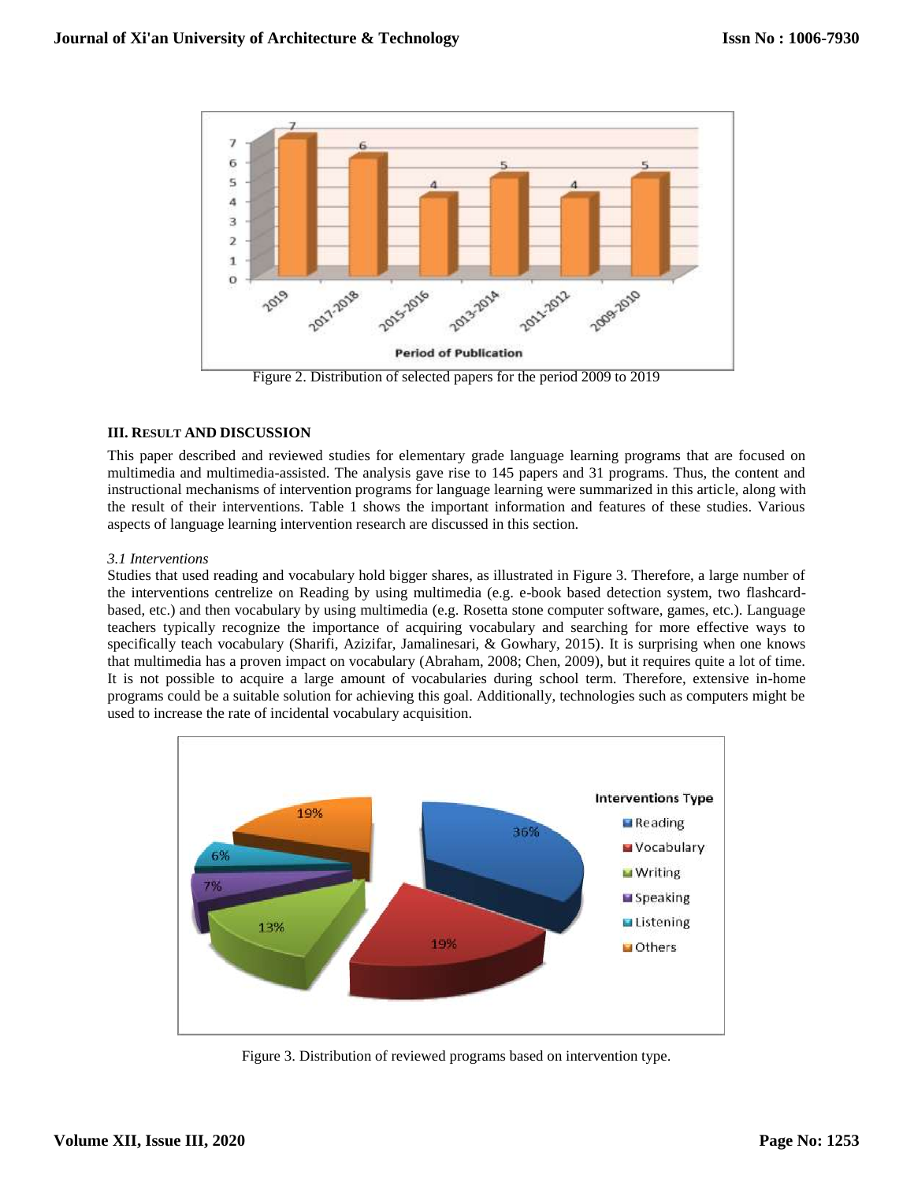Figure 2. Distribution of selected papers for the period 2009 to 2019

## III. Result and Discussion

This paper described and reviewed studies for elementary grade language learning programs that are focused on multimedia and multimedia-assisted. The analysis gave rise to 145 papers and 31 programs. Thus, the content and instructional mechanisms of intervention programs for language learning were summarized in this article, along with the result of their interventions. Table 1 shows the important information and features of these studies. Various aspects of language learning intervention research are discussed in this section.

### *3.1 Interventions*

Studies that used reading and vocabulary hold bigger shares, as illustrated in Figure 3. Therefore, a large number of the interventions centrelize on Reading by using multimedia (e.g. e-book based detection system, two flashcard-based, etc.) and then vocabulary by using multimedia (e.g. Rosetta stone computer software, games, etc.). Language teachers typically recognize the importance of acquiring vocabulary and searching for more effective ways to specifically teach vocabulary (Sharifi, Azizifar, Jamalinesari, & Gowhary, 2015). It is surprising when one knows that multimedia has a proven impact on vocabulary (Abraham, 2008; Chen, 2009), but it requires quite a lot of time. It is not possible to acquire a large amount of vocabularies during school term. Therefore, extensive in-home programs could be a suitable solution for achieving this goal. Additionally, technologies such as computers might be used to increase the rate of incidental vocabulary acquisition.

Figure 3. Distribution of reviewed programs based on intervention type.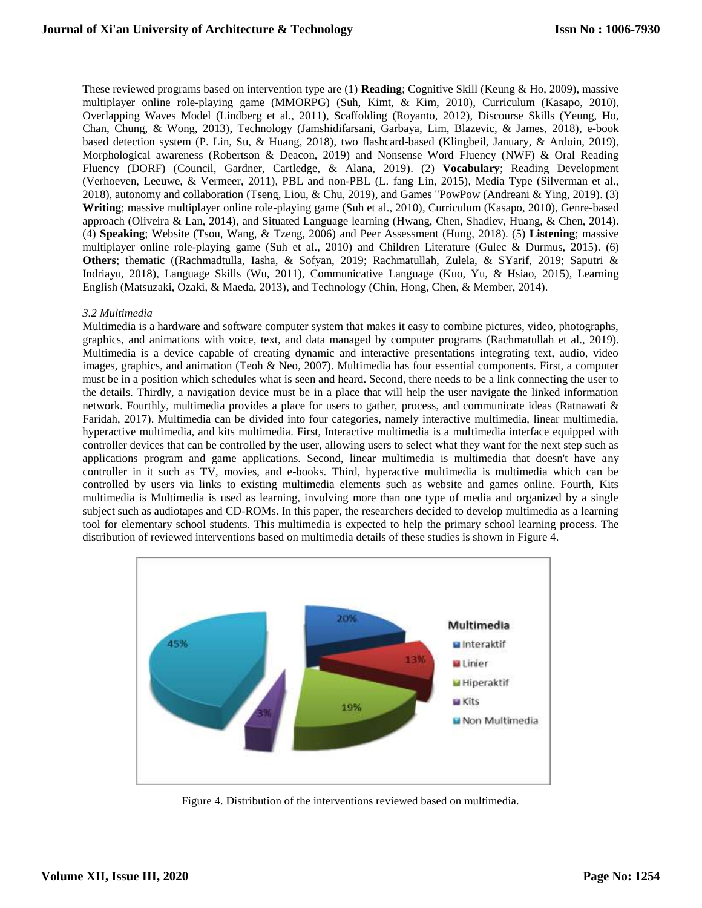These reviewed programs based on intervention type are (1) **Reading**; Cognitive Skill (Keung & Ho, 2009), massive multiplayer online role-playing game (MMORPG) (Suh, Kimt, & Kim, 2010), Curriculum (Kasapo, 2010), Overlapping Waves Model (Lindberg et al., 2011), Scaffolding (Royanto, 2012), Discourse Skills (Yeung, Ho, Chan, Chung, & Wong, 2013), Technology (Jamshidifarsani, Garbaya, Lim, Blazevic, & James, 2018), e-book based detection system (P. Lin, Su, & Huang, 2018), two flashcard-based (Klingbeil, January, & Ardoin, 2019), Morphological awareness (Robertson & Deacon, 2019) and Nonsense Word Fluency (NWF) & Oral Reading Fluency (DORF) (Council, Gardner, Cartledge, & Alana, 2019). (2) **Vocabulary**; Reading Development (Verhoeven, Leeuwe, & Vermeer, 2011), PBL and non-PBL (L. fang Lin, 2015), Media Type (Silverman et al., 2018), autonomy and collaboration (Tseng, Liou, & Chu, 2019), and Games "PowPow (Andreani & Ying, 2019). (3) **Writing**; massive multiplayer online role-playing game (Suh et al., 2010), Curriculum (Kasapo, 2010), Genre-based approach (Oliveira & Lan, 2014), and Situated Language learning (Hwang, Chen, Shadiev, Huang, & Chen, 2014). (4) **Speaking**; Website (Tsou, Wang, & Tzeng, 2006) and Peer Assessment (Hung, 2018). (5) **Listening**; massive multiplayer online role-playing game (Suh et al., 2010) and Children Literature (Gulec & Durmus, 2015). (6) **Others**; thematic ((Rachmadtulla, Iasha, & Sofyan, 2019; Rachmatullah, Zulela, & SYarif, 2019; Saputri & Indriayu, 2018), Language Skills (Wu, 2011), Communicative Language (Kuo, Yu, & Hsiao, 2015), Learning English (Matsuzaki, Ozaki, & Maeda, 2013), and Technology (Chin, Hong, Chen, & Member, 2014).

### *3.2 Multimedia*

Multimedia is a hardware and software computer system that makes it easy to combine pictures, video, photographs, graphics, and animations with voice, text, and data managed by computer programs (Rachmatullah et al., 2019). Multimedia is a device capable of creating dynamic and interactive presentations integrating text, audio, video images, graphics, and animation (Teoh & Neo, 2007). Multimedia has four essential components. First, a computer must be in a position which schedules what is seen and heard. Second, there needs to be a link connecting the user to the details. Thirdly, a navigation device must be in a place that will help the user navigate the linked information network. Fourthly, multimedia provides a place for users to gather, process, and communicate ideas (Ratnawati & Faridah, 2017). Multimedia can be divided into four categories, namely interactive multimedia, linear multimedia, hyperactive multimedia, and kits multimedia. First, Interactive multimedia is a multimedia interface equipped with controller devices that can be controlled by the user, allowing users to select what they want for the next step such as applications program and game applications. Second, linear multimedia is multimedia that doesn't have any controller in it such as TV, movies, and e-books. Third, hyperactive multimedia is multimedia which can be controlled by users via links to existing multimedia elements such as website and games online. Fourth, Kits multimedia is Multimedia is used as learning, involving more than one type of media and organized by a single subject such as audiotapes and CD-ROMs. In this paper, the researchers decided to develop multimedia as a learning tool for elementary school students. This multimedia is expected to help the primary school learning process. The distribution of reviewed interventions based on multimedia details of these studies is shown in Figure 4.

| Multimedia | Percentage |
|---|---|
| Interaktif | 20% |
| Linier | 13% |
| Hiperaktif | 19% |
| Kits | 3% |
| Non Multimedia | 45% |

Figure 4. Distribution of the interventions reviewed based on multimedia.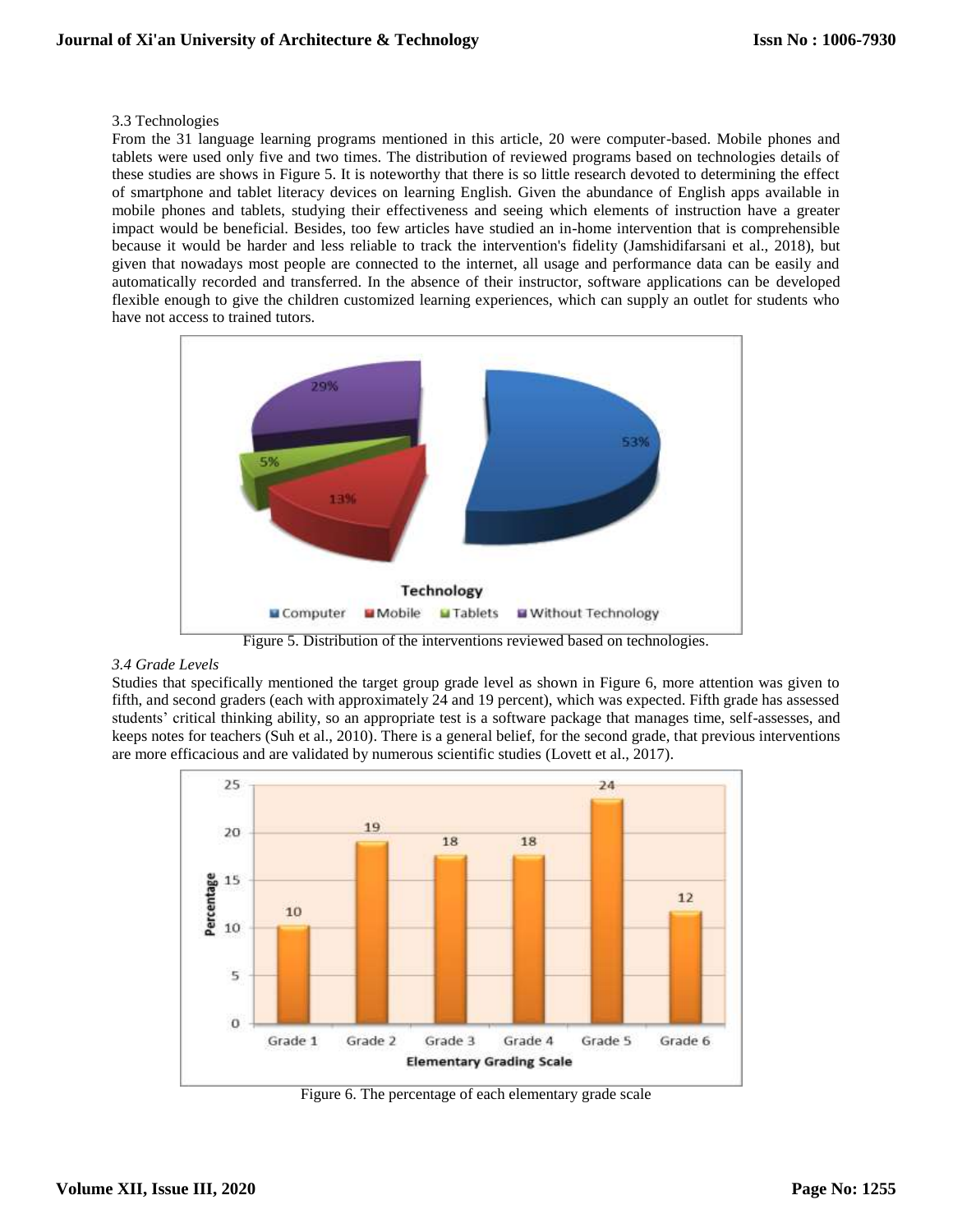3.3 Technologies

From the 31 language learning programs mentioned in this article, 20 were computer-based. Mobile phones and tablets were used only five and two times. The distribution of reviewed programs based on technologies details of these studies are shows in Figure 5. It is noteworthy that there is so little research devoted to determining the effect of smartphone and tablet literacy devices on learning English. Given the abundance of English apps available in mobile phones and tablets, studying their effectiveness and seeing which elements of instruction have a greater impact would be beneficial. Besides, too few articles have studied an in-home intervention that is comprehensible because it would be harder and less reliable to track the intervention's fidelity (Jamshidifarsani et al., 2018), but given that nowadays most people are connected to the internet, all usage and performance data can be easily and automatically recorded and transferred. In the absence of their instructor, software applications can be developed flexible enough to give the children customized learning experiences, which can supply an outlet for students who have not access to trained tutors.

Figure 5. Distribution of the interventions reviewed based on technologies.

*3.4 Grade Levels*

Studies that specifically mentioned the target group grade level as shown in Figure 6, more attention was given to fifth, and second graders (each with approximately 24 and 19 percent), which was expected. Fifth grade has assessed students' critical thinking ability, so an appropriate test is a software package that manages time, self-assesses, and keeps notes for teachers (Suh et al., 2010). There is a general belief, for the second grade, that previous interventions are more efficacious and are validated by numerous scientific studies (Lovett et al., 2017).

Figure 6. The percentage of each elementary grade scale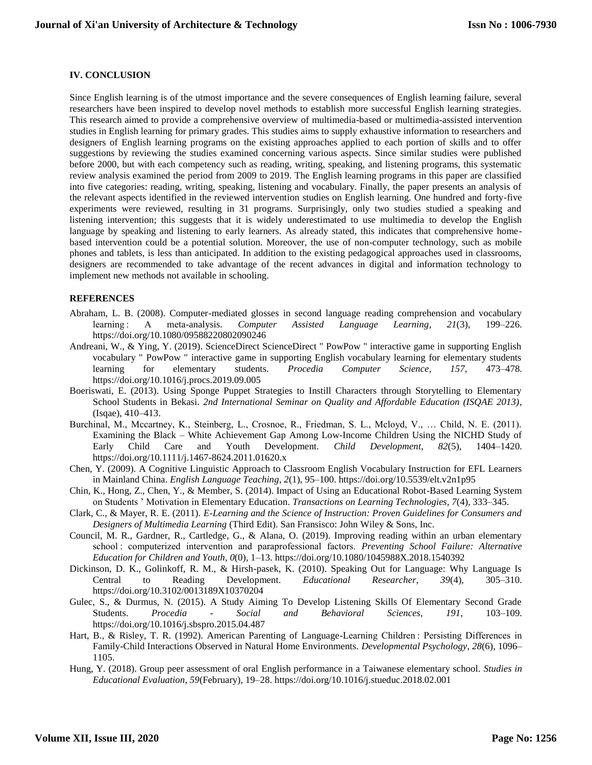## IV. CONCLUSION

Since English learning is of the utmost importance and the severe consequences of English learning failure, several researchers have been inspired to develop novel methods to establish more successful English learning strategies. This research aimed to provide a comprehensive overview of multimedia-based or multimedia-assisted intervention studies in English learning for primary grades. This studies aims to supply exhaustive information to researchers and designers of English learning programs on the existing approaches applied to each portion of skills and to offer suggestions by reviewing the studies examined concerning various aspects. Since similar studies were published before 2000, but with each competency such as reading, writing, speaking, and listening programs, this systematic review analysis examined the period from 2009 to 2019. The English learning programs in this paper are classified into five categories: reading, writing, speaking, listening and vocabulary. Finally, the paper presents an analysis of the relevant aspects identified in the reviewed intervention studies on English learning. One hundred and forty-five experiments were reviewed, resulting in 31 programs. Surprisingly, only two studies studied a speaking and listening intervention; this suggests that it is widely underestimated to use multimedia to develop the English language by speaking and listening to early learners. As already stated, this indicates that comprehensive home-based intervention could be a potential solution. Moreover, the use of non-computer technology, such as mobile phones and tablets, is less than anticipated. In addition to the existing pedagogical approaches used in classrooms, designers are recommended to take advantage of the recent advances in digital and information technology to implement new methods not available in schooling.

## REFERENCES

Abraham, L. B. (2008). Computer-mediated glosses in second language reading comprehension and vocabulary learning : A meta-analysis. *Computer Assisted Language Learning*, *21*(3), 199–226. https://doi.org/10.1080/09588220802090246

Andreani, W., & Ying, Y. (2019). ScienceDirect ScienceDirect " PowPow " interactive game in supporting English vocabulary " PowPow " interactive game in supporting English vocabulary learning for elementary students learning for elementary students. *Procedia Computer Science*, *157*, 473–478. https://doi.org/10.1016/j.procs.2019.09.005

Boeriswati, E. (2013). Using Sponge Puppet Strategies to Instill Characters through Storytelling to Elementary School Students in Bekasi. *2nd International Seminar on Quality and Affordable Education (ISQAE 2013)*, (Isqae), 410–413.

Burchinal, M., Mccartney, K., Steinberg, L., Crosnoe, R., Friedman, S. L., Mcloyd, V., … Child, N. E. (2011). Examining the Black – White Achievement Gap Among Low-Income Children Using the NICHD Study of Early Child Care and Youth Development. *Child Development*, *82*(5), 1404–1420. https://doi.org/10.1111/j.1467-8624.2011.01620.x

Chen, Y. (2009). A Cognitive Linguistic Approach to Classroom English Vocabulary Instruction for EFL Learners in Mainland China. *English Language Teaching*, *2*(1), 95–100. https://doi.org/10.5539/elt.v2n1p95

Chin, K., Hong, Z., Chen, Y., & Member, S. (2014). Impact of Using an Educational Robot-Based Learning System on Students ' Motivation in Elementary Education. *Transactions on Learning Technologies*, *7*(4), 333–345.

Clark, C., & Mayer, R. E. (2011). *E-Learning and the Science of Instruction: Proven Guidelines for Consumers and Designers of Multimedia Learning* (Third Edit). San Fransisco: John Wiley & Sons, Inc.

Council, M. R., Gardner, R., Cartledge, G., & Alana, O. (2019). Improving reading within an urban elementary school : computerized intervention and paraprofessional factors. *Preventing School Failure: Alternative Education for Children and Youth*, *0*(0), 1–13. https://doi.org/10.1080/1045988X.2018.1540392

Dickinson, D. K., Golinkoff, R. M., & Hirsh-pasek, K. (2010). Speaking Out for Language: Why Language Is Central to Reading Development. *Educational Researcher*, *39*(4), 305–310. https://doi.org/10.3102/0013189X10370204

Gulec, S., & Durmus, N. (2015). A Study Aiming To Develop Listening Skills Of Elementary Second Grade Students. *Procedia - Social and Behavioral Sciences*, *191*, 103–109. https://doi.org/10.1016/j.sbspro.2015.04.487

Hart, B., & Risley, T. R. (1992). American Parenting of Language-Learning Children : Persisting Differences in Family-Child Interactions Observed in Natural Home Environments. *Developmental Psychology*, *28*(6), 1096–1105.

Hung, Y. (2018). Group peer assessment of oral English performance in a Taiwanese elementary school. *Studies in Educational Evaluation*, *59*(February), 19–28. https://doi.org/10.1016/j.stueduc.2018.02.001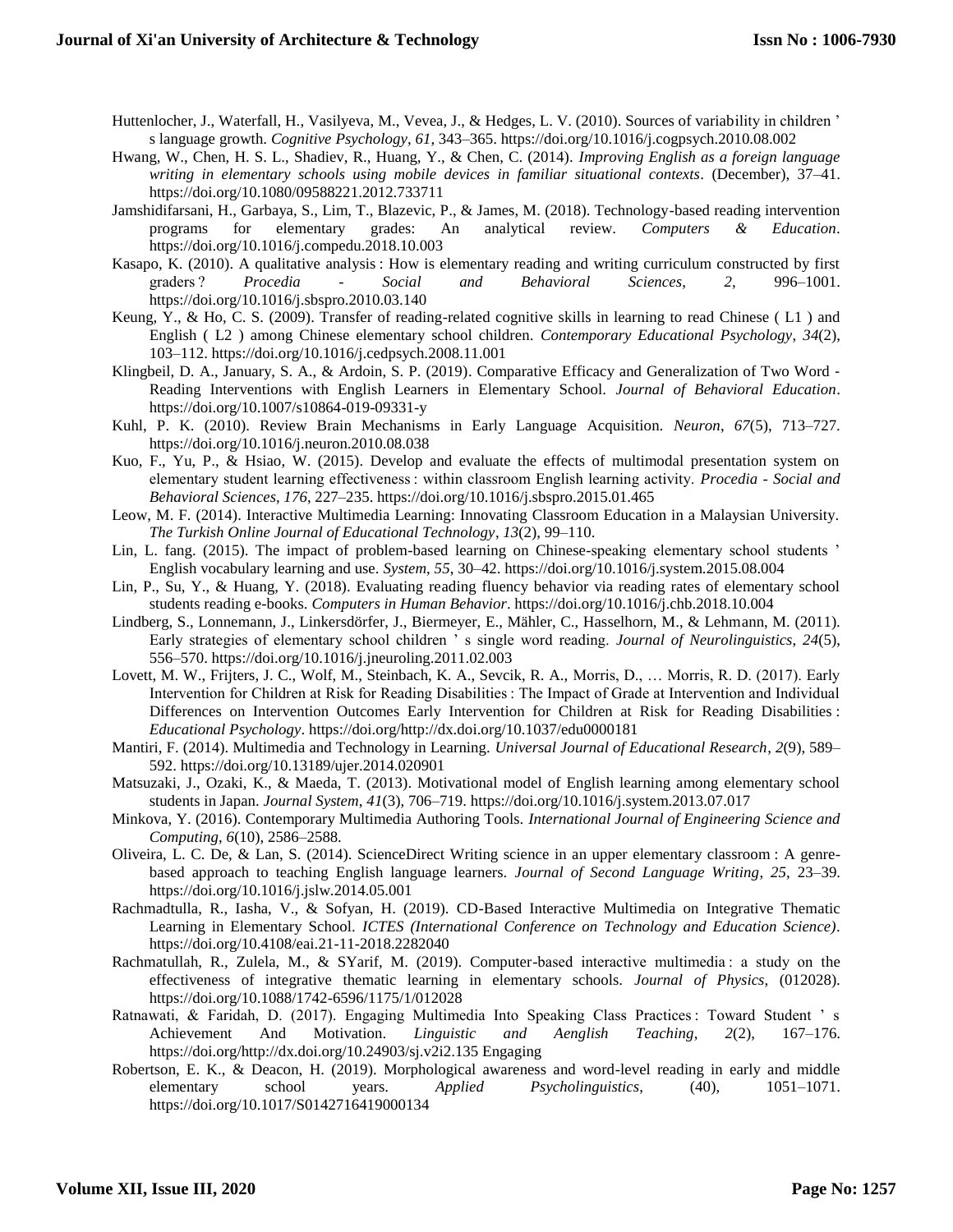Huttenlocher, J., Waterfall, H., Vasilyeva, M., Vevea, J., & Hedges, L. V. (2010). Sources of variability in children ' s language growth. *Cognitive Psychology*, *61*, 343–365. https://doi.org/10.1016/j.cogpsych.2010.08.002

Hwang, W., Chen, H. S. L., Shadiev, R., Huang, Y., & Chen, C. (2014). *Improving English as a foreign language writing in elementary schools using mobile devices in familiar situational contexts*. (December), 37–41. https://doi.org/10.1080/09588221.2012.733711

Jamshidifarsani, H., Garbaya, S., Lim, T., Blazevic, P., & James, M. (2018). Technology-based reading intervention programs for elementary grades: An analytical review. *Computers & Education*. https://doi.org/10.1016/j.compedu.2018.10.003

Kasapo, K. (2010). A qualitative analysis : How is elementary reading and writing curriculum constructed by first graders ? *Procedia - Social and Behavioral Sciences*, *2*, 996–1001. https://doi.org/10.1016/j.sbspro.2010.03.140

Keung, Y., & Ho, C. S. (2009). Transfer of reading-related cognitive skills in learning to read Chinese ( L1 ) and English ( L2 ) among Chinese elementary school children. *Contemporary Educational Psychology*, *34*(2), 103–112. https://doi.org/10.1016/j.cedpsych.2008.11.001

Klingbeil, D. A., January, S. A., & Ardoin, S. P. (2019). Comparative Efficacy and Generalization of Two Word - Reading Interventions with English Learners in Elementary School. *Journal of Behavioral Education*. https://doi.org/10.1007/s10864-019-09331-y

Kuhl, P. K. (2010). Review Brain Mechanisms in Early Language Acquisition. *Neuron*, *67*(5), 713–727. https://doi.org/10.1016/j.neuron.2010.08.038

Kuo, F., Yu, P., & Hsiao, W. (2015). Develop and evaluate the effects of multimodal presentation system on elementary student learning effectiveness : within classroom English learning activity. *Procedia - Social and Behavioral Sciences*, *176*, 227–235. https://doi.org/10.1016/j.sbspro.2015.01.465

Leow, M. F. (2014). Interactive Multimedia Learning: Innovating Classroom Education in a Malaysian University. *The Turkish Online Journal of Educational Technology*, *13*(2), 99–110.

Lin, L. fang. (2015). The impact of problem-based learning on Chinese-speaking elementary school students ' English vocabulary learning and use. *System*, *55*, 30–42. https://doi.org/10.1016/j.system.2015.08.004

Lin, P., Su, Y., & Huang, Y. (2018). Evaluating reading fluency behavior via reading rates of elementary school students reading e-books. *Computers in Human Behavior*. https://doi.org/10.1016/j.chb.2018.10.004

Lindberg, S., Lonnemann, J., Linkersdörfer, J., Biermeyer, E., Mähler, C., Hasselhorn, M., & Lehmann, M. (2011). Early strategies of elementary school children ' s single word reading. *Journal of Neurolinguistics*, *24*(5), 556–570. https://doi.org/10.1016/j.jneuroling.2011.02.003

Lovett, M. W., Frijters, J. C., Wolf, M., Steinbach, K. A., Sevcik, R. A., Morris, D., … Morris, R. D. (2017). Early Intervention for Children at Risk for Reading Disabilities : The Impact of Grade at Intervention and Individual Differences on Intervention Outcomes Early Intervention for Children at Risk for Reading Disabilities : *Educational Psychology*. https://doi.org/http://dx.doi.org/10.1037/edu0000181

Mantiri, F. (2014). Multimedia and Technology in Learning. *Universal Journal of Educational Research*, *2*(9), 589–592. https://doi.org/10.13189/ujer.2014.020901

Matsuzaki, J., Ozaki, K., & Maeda, T. (2013). Motivational model of English learning among elementary school students in Japan. *Journal System*, *41*(3), 706–719. https://doi.org/10.1016/j.system.2013.07.017

Minkova, Y. (2016). Contemporary Multimedia Authoring Tools. *International Journal of Engineering Science and Computing*, *6*(10), 2586–2588.

Oliveira, L. C. De, & Lan, S. (2014). ScienceDirect Writing science in an upper elementary classroom : A genre-based approach to teaching English language learners. *Journal of Second Language Writing*, *25*, 23–39. https://doi.org/10.1016/j.jslw.2014.05.001

Rachmadtulla, R., Iasha, V., & Sofyan, H. (2019). CD-Based Interactive Multimedia on Integrative Thematic Learning in Elementary School. *ICTES (International Conference on Technology and Education Science)*. https://doi.org/10.4108/eai.21-11-2018.2282040

Rachmatullah, R., Zulela, M., & SYarif, M. (2019). Computer-based interactive multimedia : a study on the effectiveness of integrative thematic learning in elementary schools. *Journal of Physics*, (012028). https://doi.org/10.1088/1742-6596/1175/1/012028

Ratnawati, & Faridah, D. (2017). Engaging Multimedia Into Speaking Class Practices : Toward Student ' s Achievement And Motivation. *Linguistic and Aenglish Teaching*, *2*(2), 167–176. https://doi.org/http://dx.doi.org/10.24903/sj.v2i2.135 Engaging

Robertson, E. K., & Deacon, H. (2019). Morphological awareness and word-level reading in early and middle elementary school years. *Applied Psycholinguistics*, (40), 1051–1071. https://doi.org/10.1017/S0142716419000134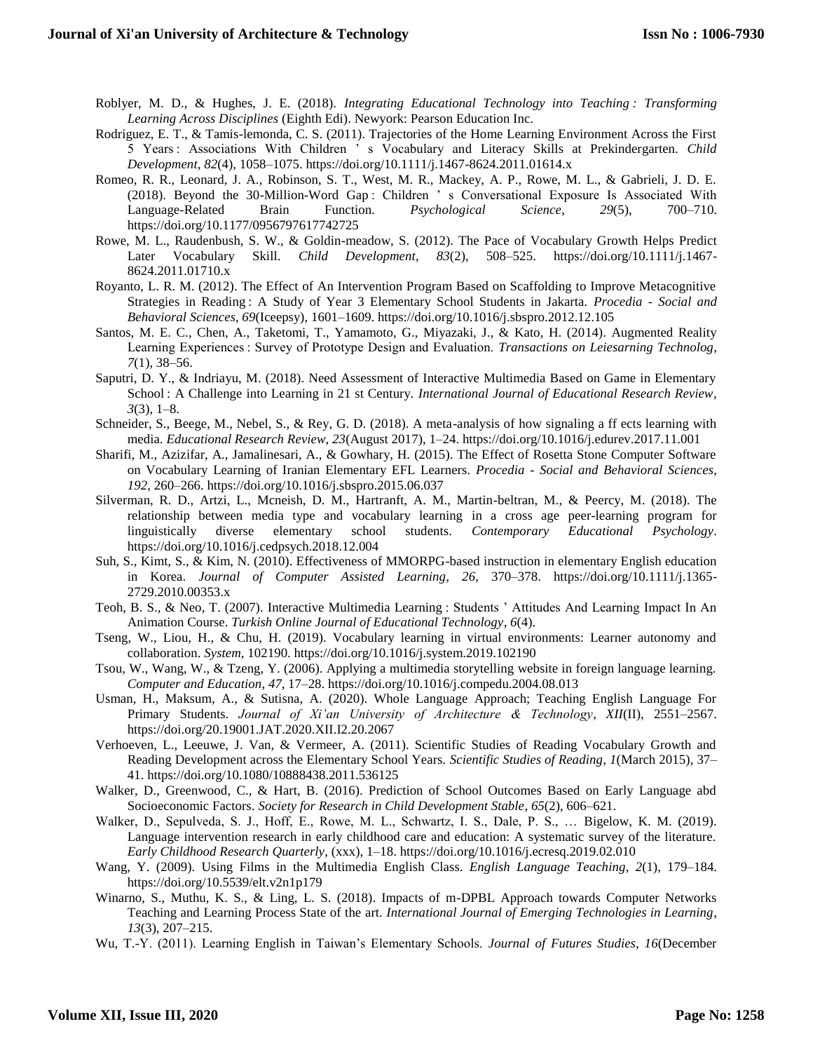Roblyer, M. D., & Hughes, J. E. (2018). *Integrating Educational Technology into Teaching : Transforming Learning Across Disciplines* (Eighth Edi). Newyork: Pearson Education Inc.

Rodriguez, E. T., & Tamis-lemonda, C. S. (2011). Trajectories of the Home Learning Environment Across the First 5 Years : Associations With Children ' s Vocabulary and Literacy Skills at Prekindergarten. *Child Development*, *82*(4), 1058–1075. https://doi.org/10.1111/j.1467-8624.2011.01614.x

Romeo, R. R., Leonard, J. A., Robinson, S. T., West, M. R., Mackey, A. P., Rowe, M. L., & Gabrieli, J. D. E. (2018). Beyond the 30-Million-Word Gap : Children ' s Conversational Exposure Is Associated With Language-Related Brain Function. *Psychological Science*, *29*(5), 700–710. https://doi.org/10.1177/0956797617742725

Rowe, M. L., Raudenbush, S. W., & Goldin-meadow, S. (2012). The Pace of Vocabulary Growth Helps Predict Later Vocabulary Skill. *Child Development*, *83*(2), 508–525. https://doi.org/10.1111/j.1467-8624.2011.01710.x

Royanto, L. R. M. (2012). The Effect of An Intervention Program Based on Scaffolding to Improve Metacognitive Strategies in Reading : A Study of Year 3 Elementary School Students in Jakarta. *Procedia - Social and Behavioral Sciences*, *69*(Iceepsy), 1601–1609. https://doi.org/10.1016/j.sbspro.2012.12.105

Santos, M. E. C., Chen, A., Taketomi, T., Yamamoto, G., Miyazaki, J., & Kato, H. (2014). Augmented Reality Learning Experiences : Survey of Prototype Design and Evaluation. *Transactions on Leiesarning Technolog*, *7*(1), 38–56.

Saputri, D. Y., & Indriayu, M. (2018). Need Assessment of Interactive Multimedia Based on Game in Elementary School : A Challenge into Learning in 21 st Century. *International Journal of Educational Research Review*, *3*(3), 1–8.

Schneider, S., Beege, M., Nebel, S., & Rey, G. D. (2018). A meta-analysis of how signaling a ff ects learning with media. *Educational Research Review*, *23*(August 2017), 1–24. https://doi.org/10.1016/j.edurev.2017.11.001

Sharifi, M., Azizifar, A., Jamalinesari, A., & Gowhary, H. (2015). The Effect of Rosetta Stone Computer Software on Vocabulary Learning of Iranian Elementary EFL Learners. *Procedia - Social and Behavioral Sciences*, *192*, 260–266. https://doi.org/10.1016/j.sbspro.2015.06.037

Silverman, R. D., Artzi, L., Mcneish, D. M., Hartranft, A. M., Martin-beltran, M., & Peercy, M. (2018). The relationship between media type and vocabulary learning in a cross age peer-learning program for linguistically diverse elementary school students. *Contemporary Educational Psychology*. https://doi.org/10.1016/j.cedpsych.2018.12.004

Suh, S., Kimt, S., & Kim, N. (2010). Effectiveness of MMORPG-based instruction in elementary English education in Korea. *Journal of Computer Assisted Learning*, *26*, 370–378. https://doi.org/10.1111/j.1365-2729.2010.00353.x

Teoh, B. S., & Neo, T. (2007). Interactive Multimedia Learning : Students ' Attitudes And Learning Impact In An Animation Course. *Turkish Online Journal of Educational Technology*, *6*(4).

Tseng, W., Liou, H., & Chu, H. (2019). Vocabulary learning in virtual environments: Learner autonomy and collaboration. *System*, 102190. https://doi.org/10.1016/j.system.2019.102190

Tsou, W., Wang, W., & Tzeng, Y. (2006). Applying a multimedia storytelling website in foreign language learning. *Computer and Education*, *47*, 17–28. https://doi.org/10.1016/j.compedu.2004.08.013

Usman, H., Maksum, A., & Sutisna, A. (2020). Whole Language Approach; Teaching English Language For Primary Students. *Journal of Xi'an University of Architecture & Technology*, *XII*(II), 2551–2567. https://doi.org/20.19001.JAT.2020.XII.I2.20.2067

Verhoeven, L., Leeuwe, J. Van, & Vermeer, A. (2011). Scientific Studies of Reading Vocabulary Growth and Reading Development across the Elementary School Years. *Scientific Studies of Reading*, *1*(March 2015), 37–41. https://doi.org/10.1080/10888438.2011.536125

Walker, D., Greenwood, C., & Hart, B. (2016). Prediction of School Outcomes Based on Early Language abd Socioeconomic Factors. *Society for Research in Child Development Stable*, *65*(2), 606–621.

Walker, D., Sepulveda, S. J., Hoff, E., Rowe, M. L., Schwartz, I. S., Dale, P. S., … Bigelow, K. M. (2019). Language intervention research in early childhood care and education: A systematic survey of the literature. *Early Childhood Research Quarterly*, (xxx), 1–18. https://doi.org/10.1016/j.ecresq.2019.02.010

Wang, Y. (2009). Using Films in the Multimedia English Class. *English Language Teaching*, *2*(1), 179–184. https://doi.org/10.5539/elt.v2n1p179

Winarno, S., Muthu, K. S., & Ling, L. S. (2018). Impacts of m-DPBL Approach towards Computer Networks Teaching and Learning Process State of the art. *International Journal of Emerging Technologies in Learning*, *13*(3), 207–215.

Wu, T.-Y. (2011). Learning English in Taiwan's Elementary Schools. *Journal of Futures Studies*, *16*(December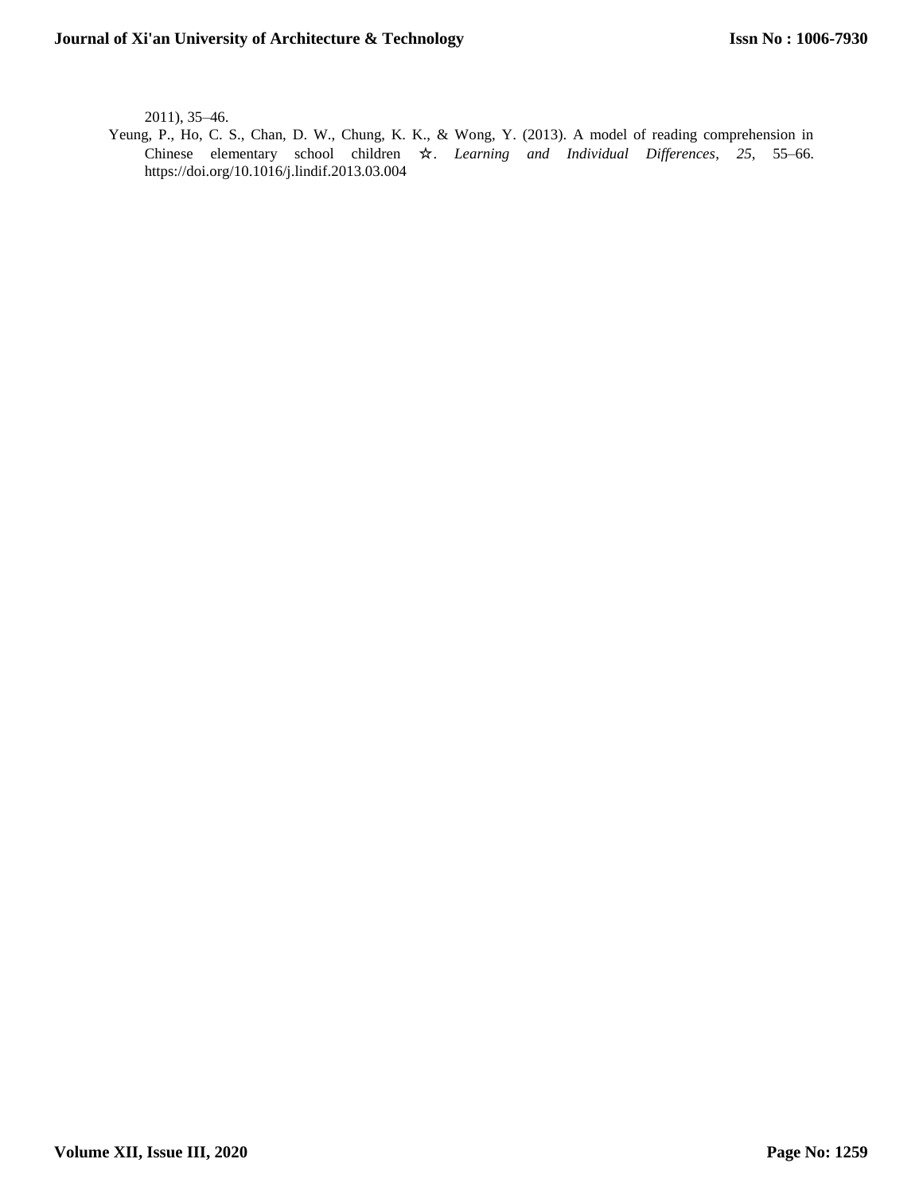2011), 35–46.

Yeung, P., Ho, C. S., Chan, D. W., Chung, K. K., & Wong, Y. (2013). A model of reading comprehension in Chinese elementary school children ☆. *Learning and Individual Differences*, *25*, 55–66. https://doi.org/10.1016/j.lindif.2013.03.004